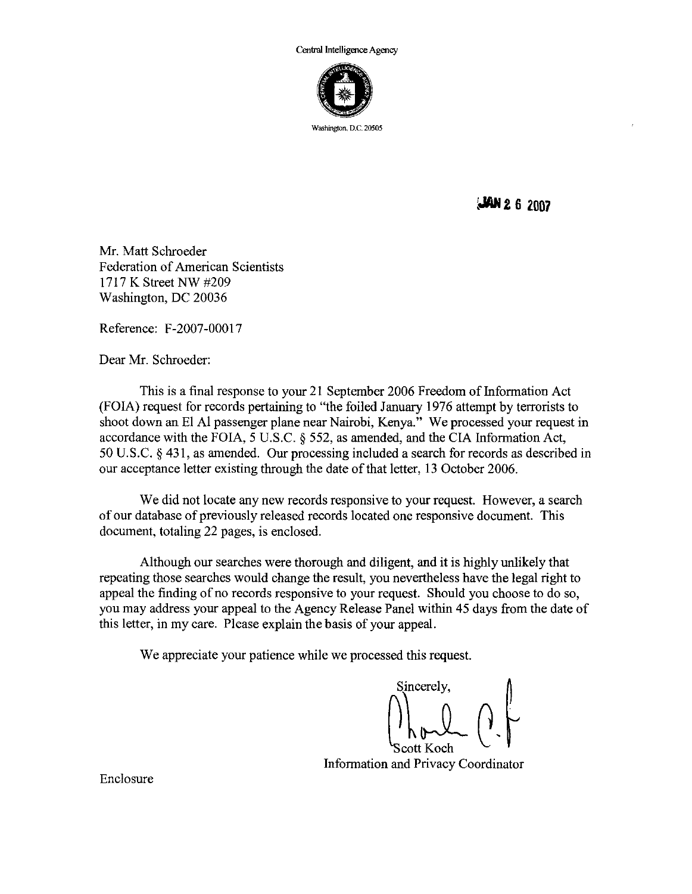Central Intelligence Agency

Washington, D.C. 20505

JAN 2 6 2007

Mr. Matt Schroeder
Federation of American Scientists
1717 K Street NW #209
Washington, DC 20036

Reference: F-2007-00017

Dear Mr. Schroeder:

This is a final response to your 21 September 2006 Freedom of Information Act (FOIA) request for records pertaining to "the foiled January 1976 attempt by terrorists to shoot down an El Al passenger plane near Nairobi, Kenya." We processed your request in accordance with the FOIA, 5 U.S.C. § 552, as amended, and the CIA Information Act, 50 U.S.C. § 431, as amended. Our processing included a search for records as described in our acceptance letter existing through the date of that letter, 13 October 2006.

We did not locate any new records responsive to your request. However, a search of our database of previously released records located one responsive document. This document, totaling 22 pages, is enclosed.

Although our searches were thorough and diligent, and it is highly unlikely that repeating those searches would change the result, you nevertheless have the legal right to appeal the finding of no records responsive to your request. Should you choose to do so, you may address your appeal to the Agency Release Panel within 45 days from the date of this letter, in my care. Please explain the basis of your appeal.

We appreciate your patience while we processed this request.

Sincerely,

Scott Koch
Information and Privacy Coordinator

Enclosure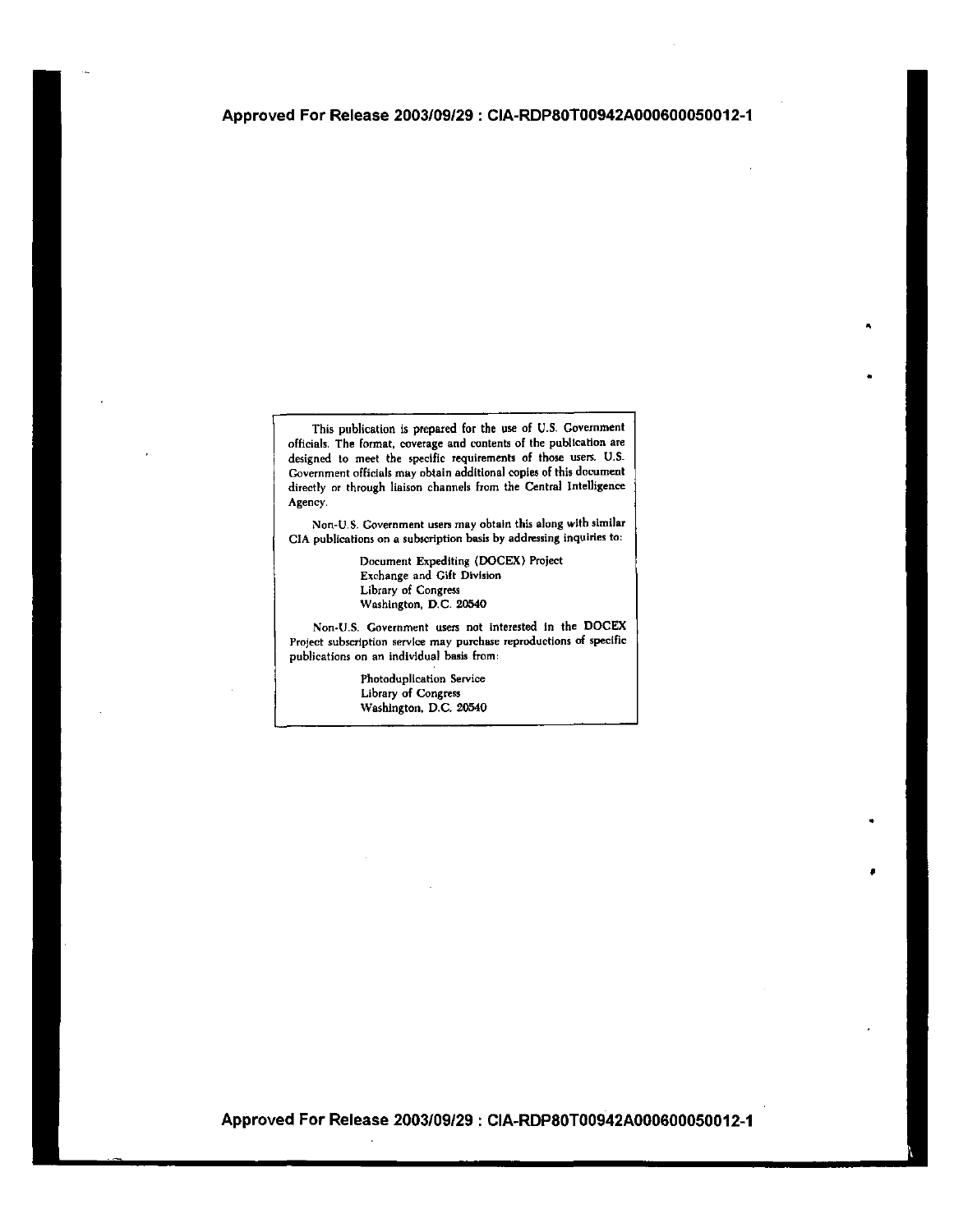This publication is prepared for the use of U.S. Government officials. The format, coverage and contents of the publication are designed to meet the specific requirements of those users. U.S. Government officials may obtain additional copies of this document directly or through liaison channels from the Central Intelligence Agency.

Non-U.S. Government users may obtain this along with similar CIA publications on a subscription basis by addressing inquiries to:

Document Expediting (DOCEX) Project
Exchange and Gift Division
Library of Congress
Washington, D.C. 20540

Non-U.S. Government users not interested in the DOCEX Project subscription service may purchase reproductions of specific publications on an individual basis from:

Photoduplication Service
Library of Congress
Washington, D.C. 20540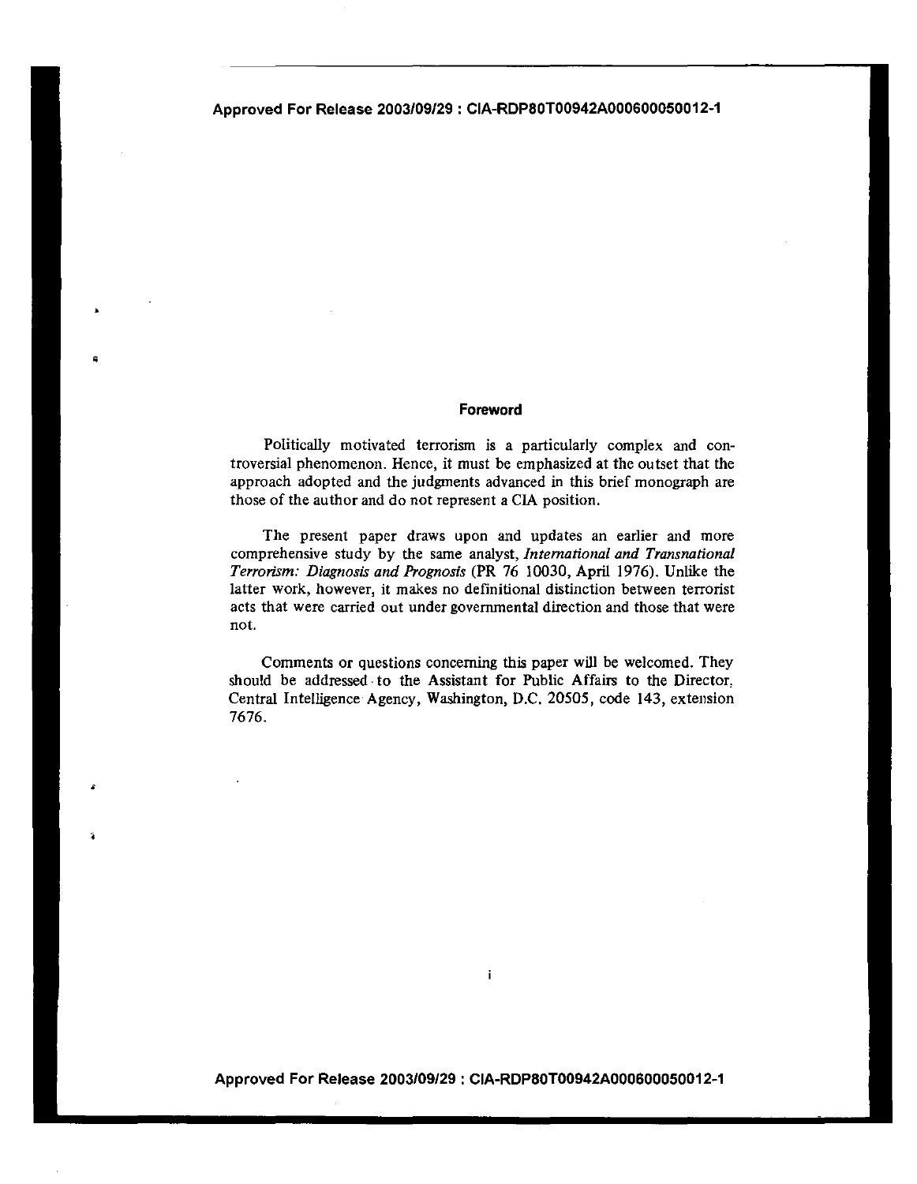## Foreword

Politically motivated terrorism is a particularly complex and controversial phenomenon. Hence, it must be emphasized at the outset that the approach adopted and the judgments advanced in this brief monograph are those of the author and do not represent a CIA position.

The present paper draws upon and updates an earlier and more comprehensive study by the same analyst, *International and Transnational Terrorism: Diagnosis and Prognosis* (PR 76 10030, April 1976). Unlike the latter work, however, it makes no definitional distinction between terrorist acts that were carried out under governmental direction and those that were not.

Comments or questions concerning this paper will be welcomed. They should be addressed to the Assistant for Public Affairs to the Director, Central Intelligence Agency, Washington, D.C. 20505, code 143, extension 7676.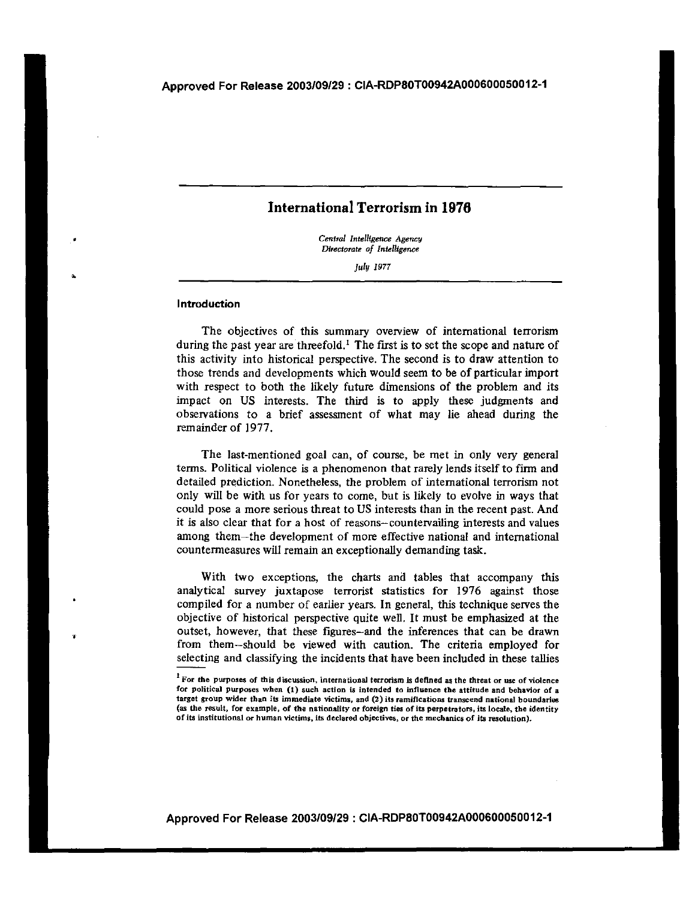# International Terrorism in 1976

*Central Intelligence Agency*
*Directorate of Intelligence*

*July 1977*

## Introduction

The objectives of this summary overview of international terrorism during the past year are threefold.[1] The first is to set the scope and nature of this activity into historical perspective. The second is to draw attention to those trends and developments which would seem to be of particular import with respect to both the likely future dimensions of the problem and its impact on US interests. The third is to apply these judgments and observations to a brief assessment of what may lie ahead during the remainder of 1977.

The last-mentioned goal can, of course, be met in only very general terms. Political violence is a phenomenon that rarely lends itself to firm and detailed prediction. Nonetheless, the problem of international terrorism not only will be with us for years to come, but is likely to evolve in ways that could pose a more serious threat to US interests than in the recent past. And it is also clear that for a host of reasons--countervailing interests and values among them--the development of more effective national and international countermeasures will remain an exceptionally demanding task.

With two exceptions, the charts and tables that accompany this analytical survey juxtapose terrorist statistics for 1976 against those compiled for a number of earlier years. In general, this technique serves the objective of historical perspective quite well. It must be emphasized at the outset, however, that these figures--and the inferences that can be drawn from them--should be viewed with caution. The criteria employed for selecting and classifying the incidents that have been included in these tallies

[1] For the purposes of this discussion, international terrorism is defined as the threat or use of violence for political purposes when (1) such action is intended to influence the attitude and behavior of a target group wider than its immediate victims, and (2) its ramifications transcend national boundaries (as the result, for example, of the nationality or foreign ties of its perpetrators, its locale, the identity of its institutional or human victims, its declared objectives, or the mechanics of its resolution).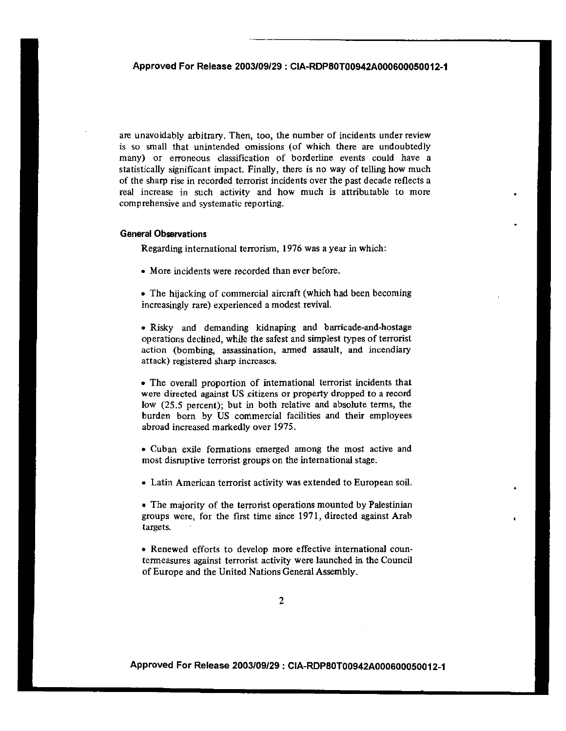are unavoidably arbitrary. Then, too, the number of incidents under review is so small that unintended omissions (of which there are undoubtedly many) or erroneous classification of borderline events could have a statistically significant impact. Finally, there is no way of telling how much of the sharp rise in recorded terrorist incidents over the past decade reflects a real increase in such activity and how much is attributable to more comprehensive and systematic reporting.

### General Observations

Regarding international terrorism, 1976 was a year in which:

- More incidents were recorded than ever before.
- The hijacking of commercial aircraft (which had been becoming increasingly rare) experienced a modest revival.
- Risky and demanding kidnaping and barricade-and-hostage operations declined, while the safest and simplest types of terrorist action (bombing, assassination, armed assault, and incendiary attack) registered sharp increases.
- The overall proportion of international terrorist incidents that were directed against US citizens or property dropped to a record low (25.5 percent); but in both relative and absolute terms, the burden born by US commercial facilities and their employees abroad increased markedly over 1975.
- Cuban exile formations emerged among the most active and most disruptive terrorist groups on the international stage.
- Latin American terrorist activity was extended to European soil.
- The majority of the terrorist operations mounted by Palestinian groups were, for the first time since 1971, directed against Arab targets.
- Renewed efforts to develop more effective international countermeasures against terrorist activity were launched in the Council of Europe and the United Nations General Assembly.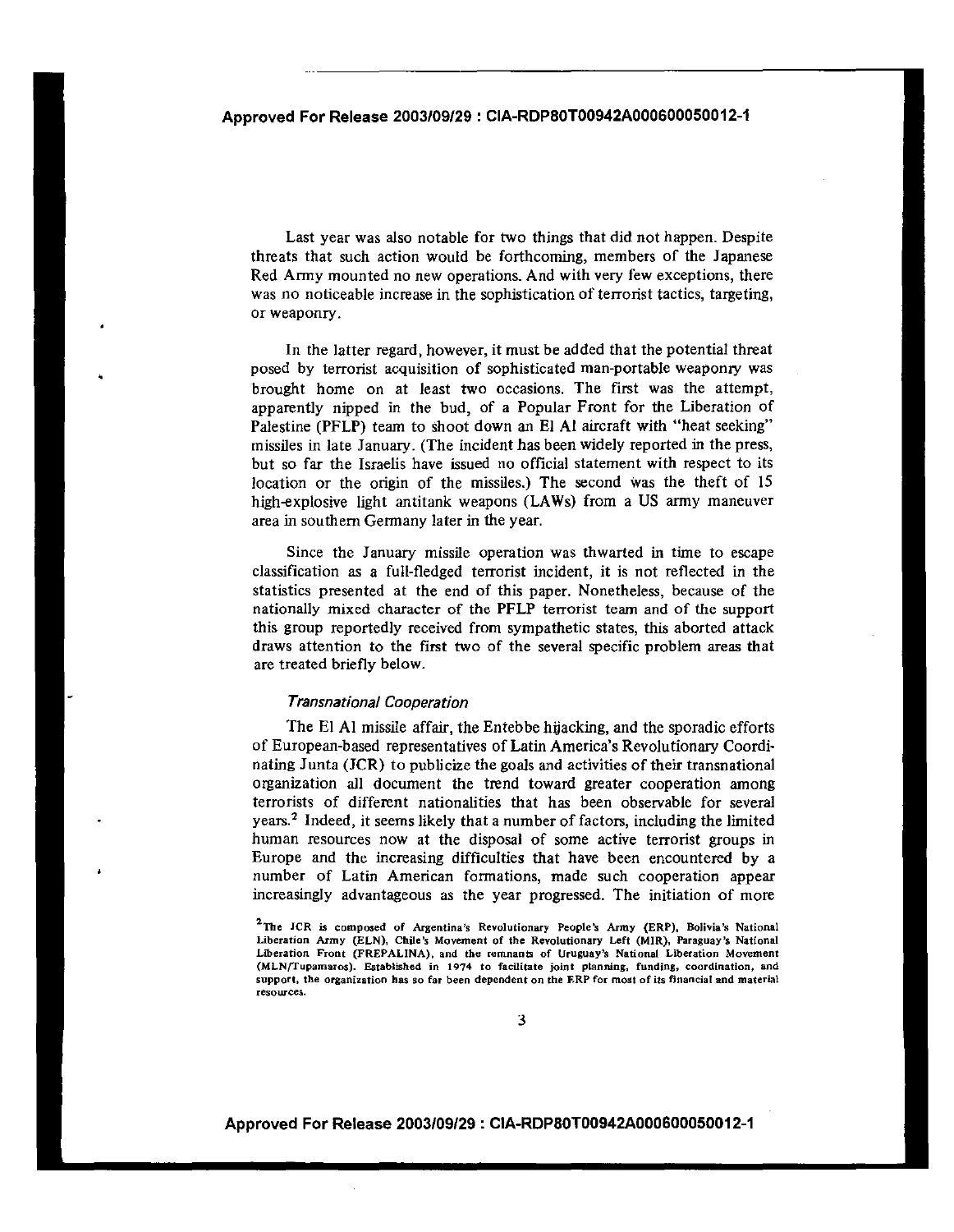Last year was also notable for two things that did not happen. Despite threats that such action would be forthcoming, members of the Japanese Red Army mounted no new operations. And with very few exceptions, there was no noticeable increase in the sophistication of terrorist tactics, targeting, or weaponry.

In the latter regard, however, it must be added that the potential threat posed by terrorist acquisition of sophisticated man-portable weaponry was brought home on at least two occasions. The first was the attempt, apparently nipped in the bud, of a Popular Front for the Liberation of Palestine (PFLP) team to shoot down an El Al aircraft with "heat seeking" missiles in late January. (The incident has been widely reported in the press, but so far the Israelis have issued no official statement with respect to its location or the origin of the missiles.) The second was the theft of 15 high-explosive light antitank weapons (LAWs) from a US army maneuver area in southern Germany later in the year.

Since the January missile operation was thwarted in time to escape classification as a full-fledged terrorist incident, it is not reflected in the statistics presented at the end of this paper. Nonetheless, because of the nationally mixed character of the PFLP terrorist team and of the support this group reportedly received from sympathetic states, this aborted attack draws attention to the first two of the several specific problem areas that are treated briefly below.

### *Transnational Cooperation*

The El Al missile affair, the Entebbe hijacking, and the sporadic efforts of European-based representatives of Latin America's Revolutionary Coordinating Junta (JCR) to publicize the goals and activities of their transnational organization all document the trend toward greater cooperation among terrorists of different nationalities that has been observable for several years.[2] Indeed, it seems likely that a number of factors, including the limited human resources now at the disposal of some active terrorist groups in Europe and the increasing difficulties that have been encountered by a number of Latin American formations, made such cooperation appear increasingly advantageous as the year progressed. The initiation of more

[2] The JCR is composed of Argentina's Revolutionary People's Army (ERP), Bolivia's National Liberation Army (ELN), Chile's Movement of the Revolutionary Left (MIR), Paraguay's National Liberation Front (FREPALINA), and the remnants of Uruguay's National Liberation Movement (MLN/Tupamaros). Established in 1974 to facilitate joint planning, funding, coordination, and support, the organization has so far been dependent on the ERP for most of its financial and material resources.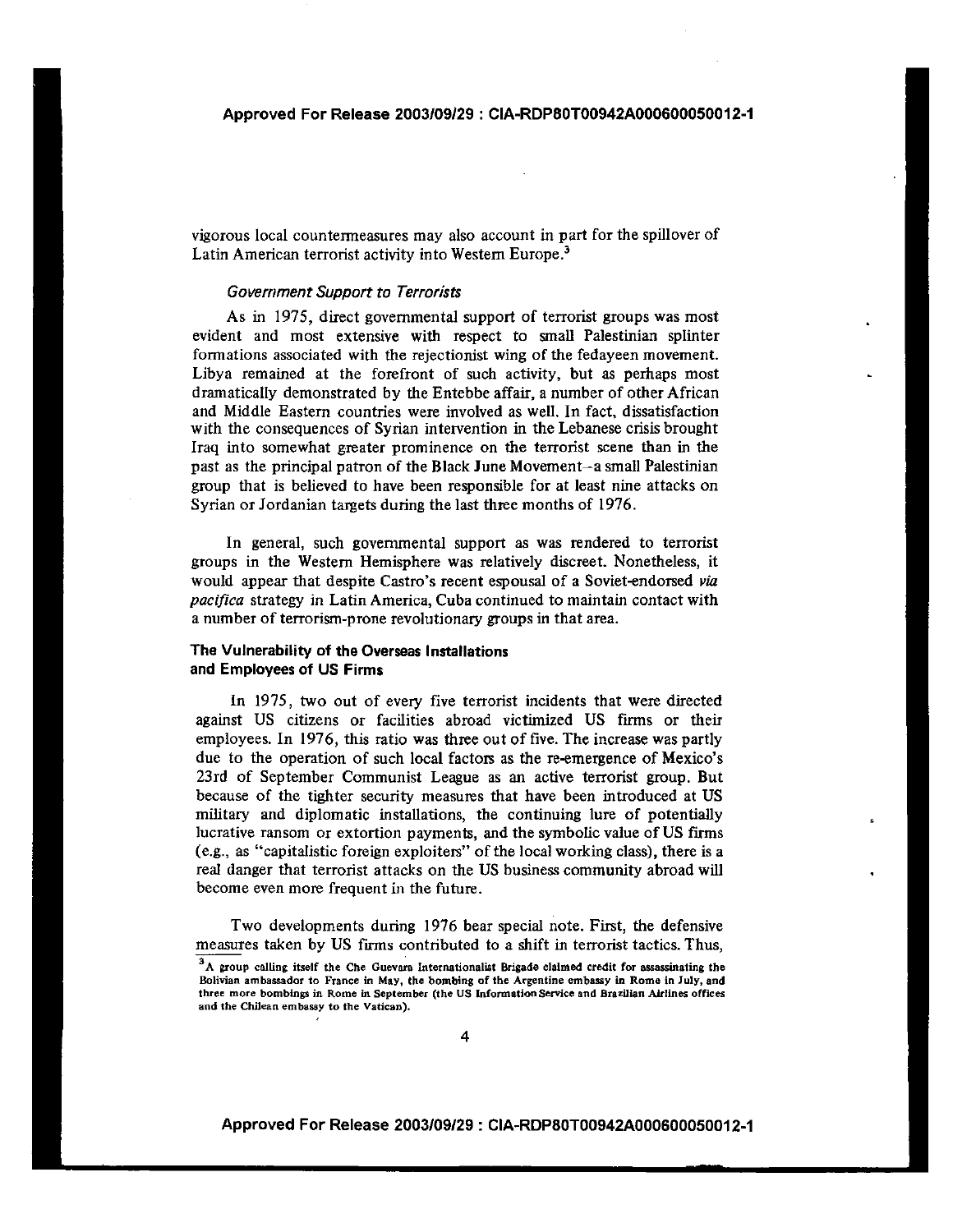vigorous local countermeasures may also account in part for the spillover of Latin American terrorist activity into Western Europe.[3]

*Government Support to Terrorists*

As in 1975, direct governmental support of terrorist groups was most evident and most extensive with respect to small Palestinian splinter formations associated with the rejectionist wing of the fedayeen movement. Libya remained at the forefront of such activity, but as perhaps most dramatically demonstrated by the Entebbe affair, a number of other African and Middle Eastern countries were involved as well. In fact, dissatisfaction with the consequences of Syrian intervention in the Lebanese crisis brought Iraq into somewhat greater prominence on the terrorist scene than in the past as the principal patron of the Black June Movement--a small Palestinian group that is believed to have been responsible for at least nine attacks on Syrian or Jordanian targets during the last three months of 1976.

In general, such governmental support as was rendered to terrorist groups in the Western Hemisphere was relatively discreet. Nonetheless, it would appear that despite Castro's recent espousal of a Soviet-endorsed *via pacifica* strategy in Latin America, Cuba continued to maintain contact with a number of terrorism-prone revolutionary groups in that area.

### The Vulnerability of the Overseas Installations and Employees of US Firms

In 1975, two out of every five terrorist incidents that were directed against US citizens or facilities abroad victimized US firms or their employees. In 1976, this ratio was three out of five. The increase was partly due to the operation of such local factors as the re-emergence of Mexico's 23rd of September Communist League as an active terrorist group. But because of the tighter security measures that have been introduced at US military and diplomatic installations, the continuing lure of potentially lucrative ransom or extortion payments, and the symbolic value of US firms (e.g., as "capitalistic foreign exploiters" of the local working class), there is a real danger that terrorist attacks on the US business community abroad will become even more frequent in the future.

Two developments during 1976 bear special note. First, the defensive measures taken by US firms contributed to a shift in terrorist tactics. Thus,

[3] A group calling itself the Che Guevara Internationalist Brigade claimed credit for assassinating the Bolivian ambassador to France in May, the bombing of the Argentine embassy in Rome in July, and three more bombings in Rome in September (the US Information Service and Brazilian Airlines offices and the Chilean embassy to the Vatican).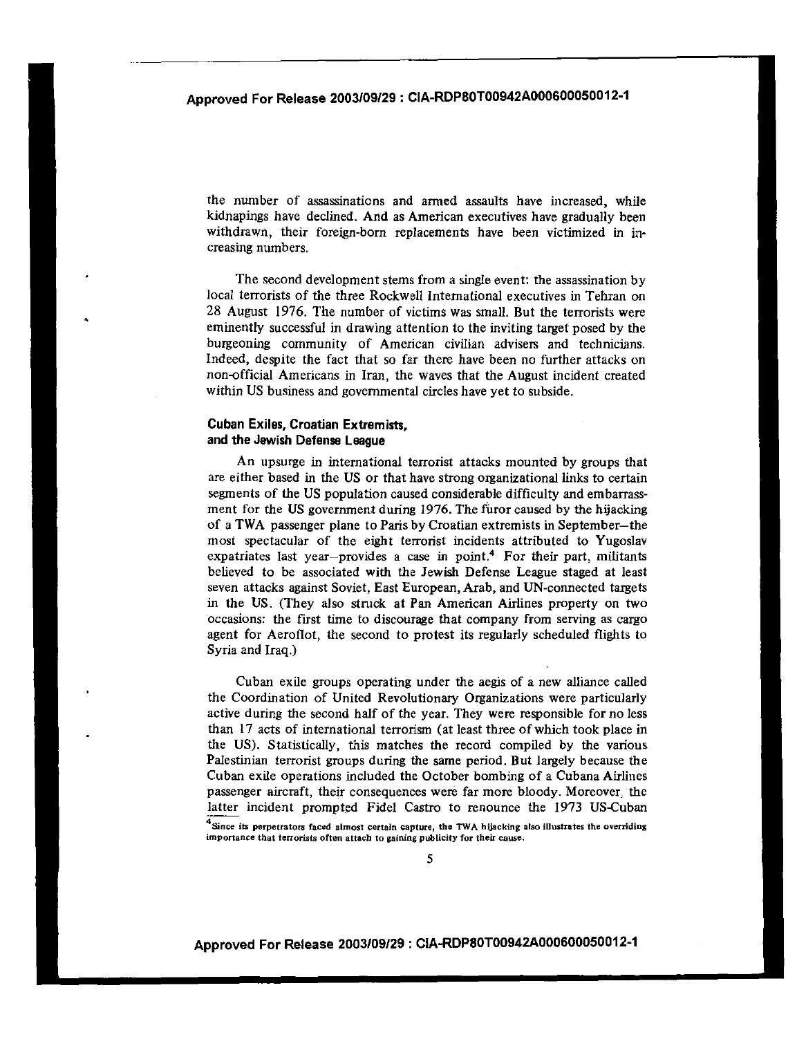the number of assassinations and armed assaults have increased, while kidnapings have declined. And as American executives have gradually been withdrawn, their foreign-born replacements have been victimized in increasing numbers.

The second development stems from a single event: the assassination by local terrorists of the three Rockwell International executives in Tehran on 28 August 1976. The number of victims was small. But the terrorists were eminently successful in drawing attention to the inviting target posed by the burgeoning community of American civilian advisers and technicians. Indeed, despite the fact that so far there have been no further attacks on non-official Americans in Iran, the waves that the August incident created within US business and governmental circles have yet to subside.

### Cuban Exiles, Croatian Extremists, and the Jewish Defense League

An upsurge in international terrorist attacks mounted by groups that are either based in the US or that have strong organizational links to certain segments of the US population caused considerable difficulty and embarrassment for the US government during 1976. The furor caused by the hijacking of a TWA passenger plane to Paris by Croatian extremists in September—the most spectacular of the eight terrorist incidents attributed to Yugoslav expatriates last year—provides a case in point.[4] For their part, militants believed to be associated with the Jewish Defense League staged at least seven attacks against Soviet, East European, Arab, and UN-connected targets in the US. (They also struck at Pan American Airlines property on two occasions: the first time to discourage that company from serving as cargo agent for Aeroflot, the second to protest its regularly scheduled flights to Syria and Iraq.)

Cuban exile groups operating under the aegis of a new alliance called the Coordination of United Revolutionary Organizations were particularly active during the second half of the year. They were responsible for no less than 17 acts of international terrorism (at least three of which took place in the US). Statistically, this matches the record compiled by the various Palestinian terrorist groups during the same period. But largely because the Cuban exile operations included the October bombing of a Cubana Airlines passenger aircraft, their consequences were far more bloody. Moreover, the latter incident prompted Fidel Castro to renounce the 1973 US-Cuban

[4] Since its perpetrators faced almost certain capture, the TWA hijacking also illustrates the overriding importance that terrorists often attach to gaining publicity for their cause.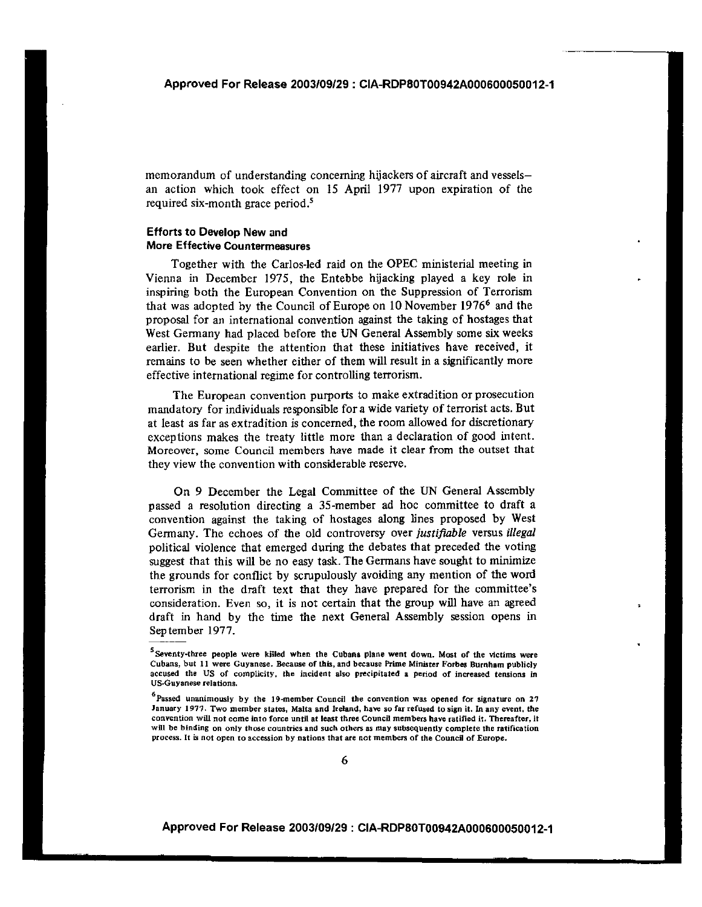memorandum of understanding concerning hijackers of aircraft and vessels—an action which took effect on 15 April 1977 upon expiration of the required six-month grace period.[5]

### Efforts to Develop New and More Effective Countermeasures

Together with the Carlos-led raid on the OPEC ministerial meeting in Vienna in December 1975, the Entebbe hijacking played a key role in inspiring both the European Convention on the Suppression of Terrorism that was adopted by the Council of Europe on 10 November 1976[6] and the proposal for an international convention against the taking of hostages that West Germany had placed before the UN General Assembly some six weeks earlier. But despite the attention that these initiatives have received, it remains to be seen whether either of them will result in a significantly more effective international regime for controlling terrorism.

The European convention purports to make extradition or prosecution mandatory for individuals responsible for a wide variety of terrorist acts. But at least as far as extradition is concerned, the room allowed for discretionary exceptions makes the treaty little more than a declaration of good intent. Moreover, some Council members have made it clear from the outset that they view the convention with considerable reserve.

On 9 December the Legal Committee of the UN General Assembly passed a resolution directing a 35-member ad hoc committee to draft a convention against the taking of hostages along lines proposed by West Germany. The echoes of the old controversy over *justifiable* versus *illegal* political violence that emerged during the debates that preceded the voting suggest that this will be no easy task. The Germans have sought to minimize the grounds for conflict by scrupulously avoiding any mention of the word terrorism in the draft text that they have prepared for the committee's consideration. Even so, it is not certain that the group will have an agreed draft in hand by the time the next General Assembly session opens in September 1977.

---

[5] Seventy-three people were killed when the Cubana plane went down. Most of the victims were Cubans, but 11 were Guyanese. Because of this, and because Prime Minister Forbes Burnham publicly accused the US of complicity, the incident also precipitated a period of increased tensions in US-Guyanese relations.

[6] Passed unanimously by the 19-member Council the convention was opened for signature on 27 January 1977. Two member states, Malta and Ireland, have so far refused to sign it. In any event, the convention will not come into force until at least three Council members have ratified it. Thereafter, it will be binding on only those countries and such others as may subsequently complete the ratification process. It is not open to accession by nations that are not members of the Council of Europe.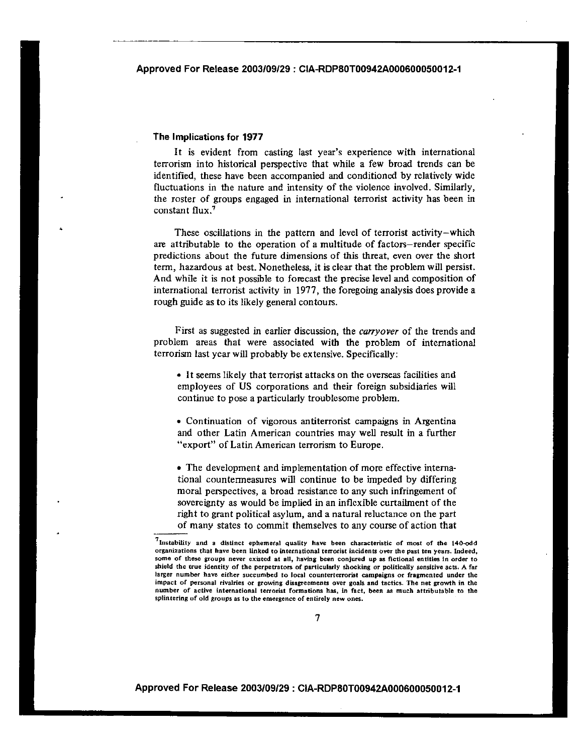### The Implications for 1977

It is evident from casting last year's experience with international terrorism into historical perspective that while a few broad trends can be identified, these have been accompanied and conditioned by relatively wide fluctuations in the nature and intensity of the violence involved. Similarly, the roster of groups engaged in international terrorist activity has been in constant flux.[7]

These oscillations in the pattern and level of terrorist activity—which are attributable to the operation of a multitude of factors—render specific predictions about the future dimensions of this threat, even over the short term, hazardous at best. Nonetheless, it is clear that the problem will persist. And while it is not possible to forecast the precise level and composition of international terrorist activity in 1977, the foregoing analysis does provide a rough guide as to its likely general contours.

First as suggested in earlier discussion, the *carryover* of the trends and problem areas that were associated with the problem of international terrorism last year will probably be extensive. Specifically:

- It seems likely that terrorist attacks on the overseas facilities and employees of US corporations and their foreign subsidiaries will continue to pose a particularly troublesome problem.

- Continuation of vigorous antiterrorist campaigns in Argentina and other Latin American countries may well result in a further "export" of Latin American terrorism to Europe.

- The development and implementation of more effective international countermeasures will continue to be impeded by differing moral perspectives, a broad resistance to any such infringement of sovereignty as would be implied in an inflexible curtailment of the right to grant political asylum, and a natural reluctance on the part of many states to commit themselves to any course of action that

---

[7] Instability and a distinct ephemeral quality have been characteristic of most of the 140-odd organizations that have been linked to international terrorist incidents over the past ten years. Indeed, some of these groups never existed at all, having been conjured up as fictional entities in order to shield the true identity of the perpetrators of particularly shocking or politically sensitive acts. A far larger number have either succumbed to local counterterrorist campaigns or fragmented under the impact of personal rivalries or growing disagreements over goals and tactics. The net growth in the number of active international terrorist formations has, in fact, been as much attributable to the splintering of old groups as to the emergence of entirely new ones.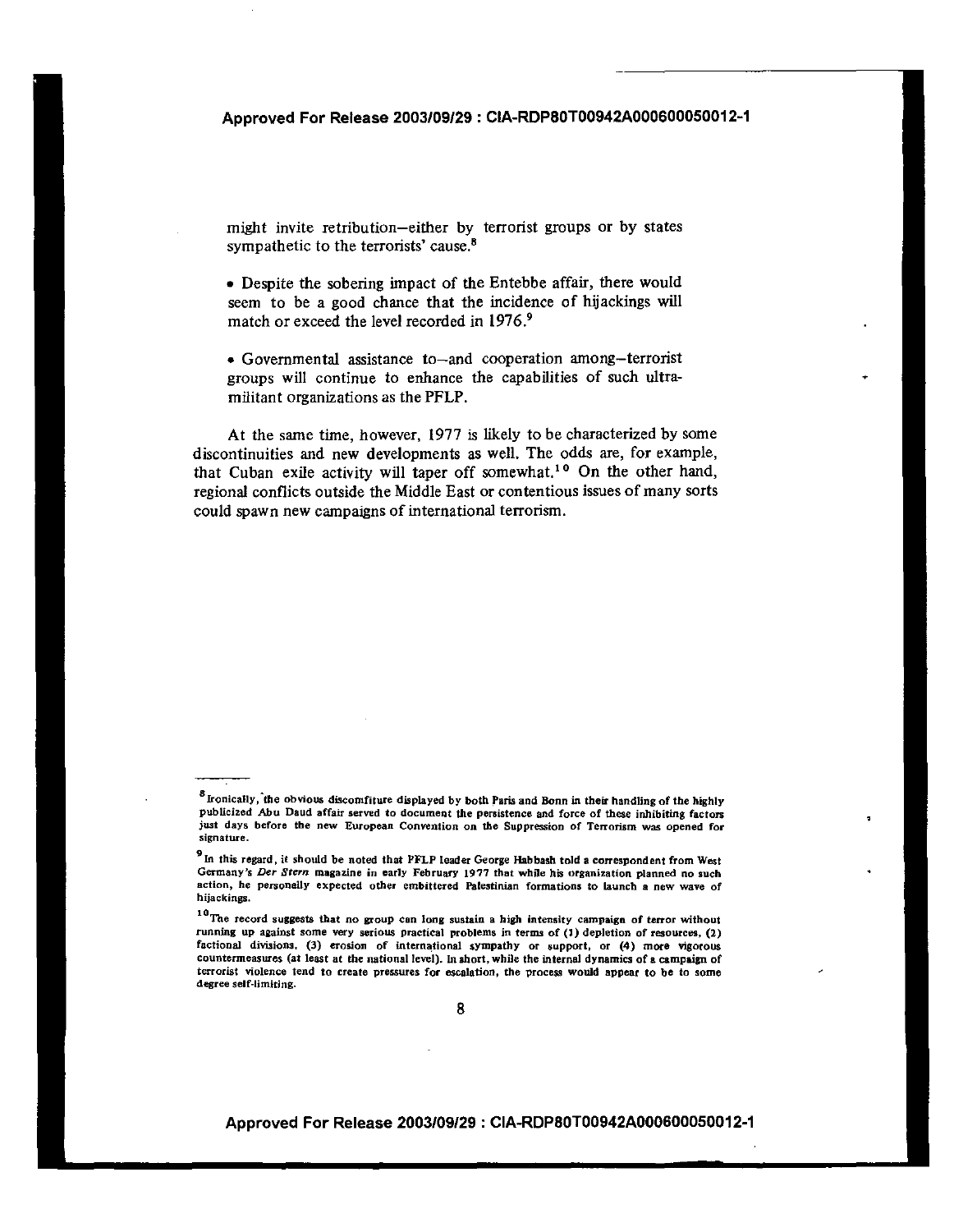might invite retribution—either by terrorist groups or by states sympathetic to the terrorists' cause.[8]

- Despite the sobering impact of the Entebbe affair, there would seem to be a good chance that the incidence of hijackings will match or exceed the level recorded in 1976.[9]

- Governmental assistance to—and cooperation among—terrorist groups will continue to enhance the capabilities of such ultra-militant organizations as the PFLP.

At the same time, however, 1977 is likely to be characterized by some discontinuities and new developments as well. The odds are, for example, that Cuban exile activity will taper off somewhat.[10] On the other hand, regional conflicts outside the Middle East or contentious issues of many sorts could spawn new campaigns of international terrorism.

---

[8] Ironically, the obvious discomfiture displayed by both Paris and Bonn in their handling of the highly publicized Abu Daud affair served to document the persistence and force of these inhibiting factors just days before the new European Convention on the Suppression of Terrorism was opened for signature.

[9] In this regard, it should be noted that PFLP leader George Habbash told a correspondent from West Germany's *Der Stern* magazine in early February 1977 that while his organization planned no such action, he personally expected other embittered Palestinian formations to launch a new wave of hijackings.

[10] The record suggests that no group can long sustain a high intensity campaign of terror without running up against some very serious practical problems in terms of (1) depletion of resources, (2) factional divisions, (3) erosion of international sympathy or support, or (4) more vigorous countermeasures (at least at the national level). In short, while the internal dynamics of a campaign of terrorist violence tend to create pressures for escalation, the process would appear to be to some degree self-limiting.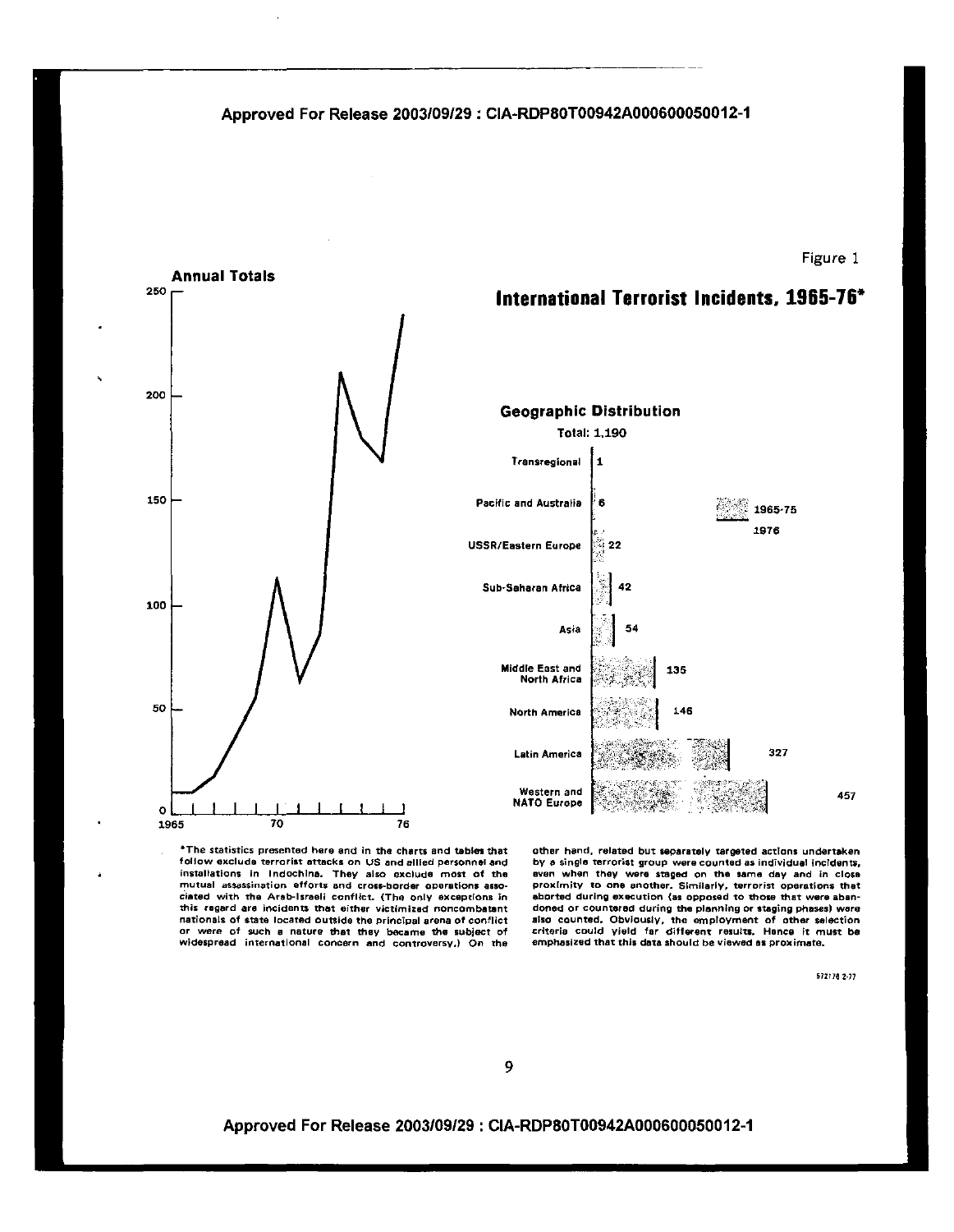Figure 1

# International Terrorist Incidents, 1965-76*

**Annual Totals**

**Geographic Distribution**

Total: 1,190

| Region | Incidents |
|---|---|
| Transregional | 1 |
| Pacific and Australia | 6 |
| USSR/Eastern Europe | 22 |
| Sub-Saharan Africa | 42 |
| Asia | 54 |
| Middle East and North Africa | 135 |
| North America | 146 |
| Latin America | 327 |
| Western and NATO Europe | 457 |

*The statistics presented here and in the charts and tables that follow exclude terrorist attacks on US and allied personnel and installations in Indochina. They also exclude most of the mutual assassination efforts and cross-border operations associated with the Arab-Israeli conflict. (The only exceptions in this regard are incidents that either victimized noncombatant nationals of state located outside the principal arena of conflict or were of such a nature that they became the subject of widespread international concern and controversy.) On the other hand, related but separately targeted actions undertaken by a single terrorist group were counted as individual incidents, even when they were staged on the same day and in close proximity to one another. Similarly, terrorist operations that aborted during execution (as opposed to those that were abandoned or countered during the planning or staging phases) were also counted. Obviously, the employment of other selection criteria could yield far different results. Hence it must be emphasized that this data should be viewed as proximate.

572176 2-77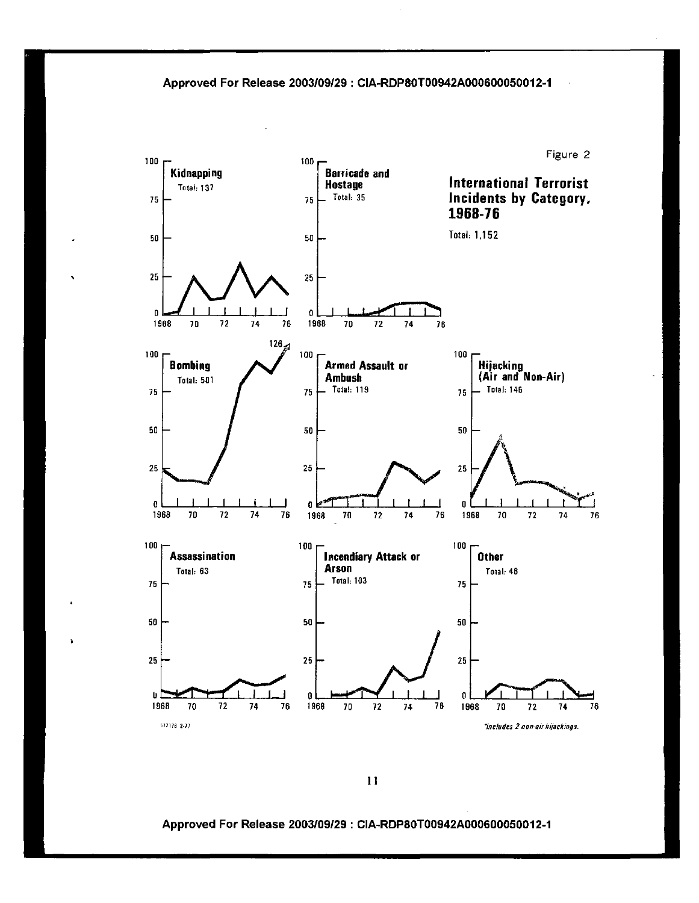Figure 2

## International Terrorist Incidents by Category, 1968-76

Total: 1,152

**Kidnapping**
Total: 137

**Barricade and Hostage**
Total: 35

**Bombing**
Total: 501

126

**Armed Assault or Ambush**
Total: 119

**Hijacking (Air and Non-Air)**
Total: 146

**Assassination**
Total: 63

**Incendiary Attack or Arson**
Total: 103

**Other**
Total: 48

572178 2-77

*Includes 2 non-air hijackings.*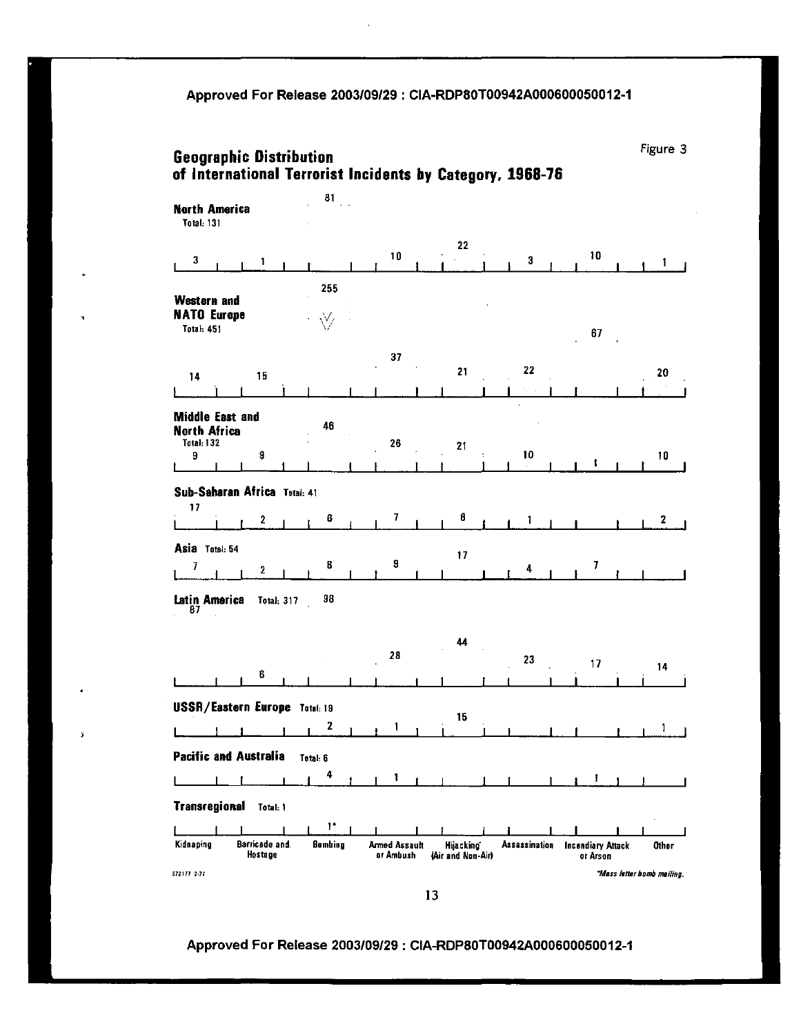Figure 3

## Geographic Distribution of International Terrorist Incidents by Category, 1968-76

| Region | Total | Kidnaping | Barricade and Hostage | Bombing | Armed Assault or Ambush | Hijacking* (Air and Non-Air) | Assassination | Incendiary Attack or Arson | Other |
|---|---|---|---|---|---|---|---|---|---|
| North America | 131 | 3 | 1 | 81 | 10 | 22 | 3 | 10 | 1 |
| Western and NATO Europe | 451 | 14 | 15 | 255 | 37 | 21 | 22 | 67 | 20 |
| Middle East and North Africa | 132 | 9 | 9 | 46 | 26 | 21 | 10 | 1 | 10 |
| Sub-Saharan Africa | 41 | 17 | 2 | 6 | 7 | 6 | 1 | | 2 |
| Asia | 54 | 7 | 2 | 8 | 9 | 17 | 4 | 7 | |
| Latin America | 317 | 87 | 6 | 98 | 28 | 44 | 23 | 17 | 14 |
| USSR/Eastern Europe | 19 | | | 2 | 1 | 15 | | | 1 |
| Pacific and Australia | 6 | | | 4 | 1 | | | 1 | |
| Transregional | 1 | | | 1* | | | | | |

572177 2-77

*Mass letter bomb mailing.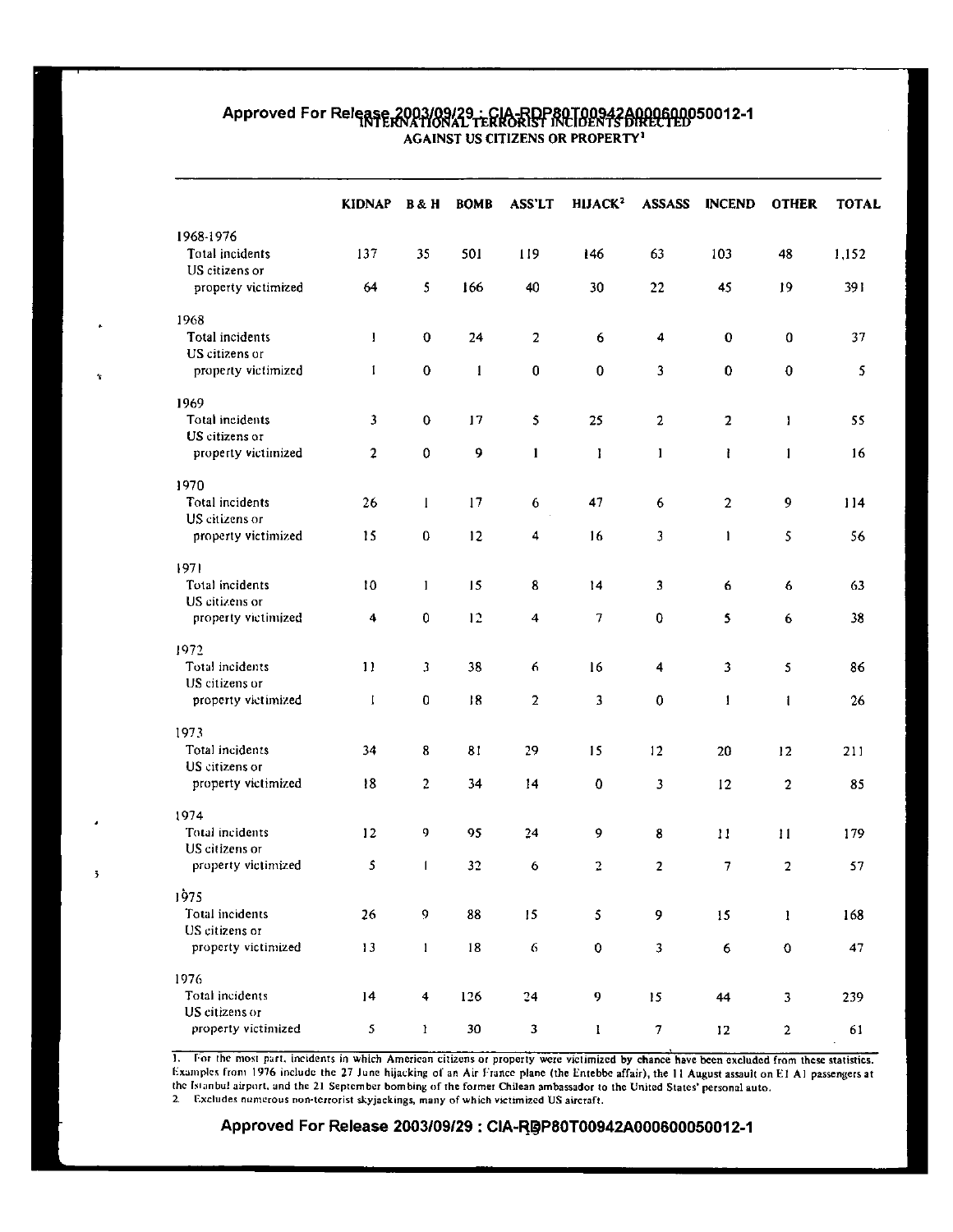## INTERNATIONAL TERRORIST INCIDENTS DIRECTED AGAINST US CITIZENS OR PROPERTY[1]

| | KIDNAP | B & H | BOMB | ASS'LT | HIJACK[2] | ASSASS | INCEND | OTHER | TOTAL |
|---|---|---|---|---|---|---|---|---|---|
| **1968-1976** | | | | | | | | | |
| Total incidents | 137 | 35 | 501 | 119 | 146 | 63 | 103 | 48 | 1,152 |
| US citizens or property victimized | 64 | 5 | 166 | 40 | 30 | 22 | 45 | 19 | 391 |
| **1968** | | | | | | | | | |
| Total incidents | 1 | 0 | 24 | 2 | 6 | 4 | 0 | 0 | 37 |
| US citizens or property victimized | 1 | 0 | 1 | 0 | 0 | 3 | 0 | 0 | 5 |
| **1969** | | | | | | | | | |
| Total incidents | 3 | 0 | 17 | 5 | 25 | 2 | 2 | 1 | 55 |
| US citizens or property victimized | 2 | 0 | 9 | 1 | 1 | 1 | 1 | 1 | 16 |
| **1970** | | | | | | | | | |
| Total incidents | 26 | 1 | 17 | 6 | 47 | 6 | 2 | 9 | 114 |
| US citizens or property victimized | 15 | 0 | 12 | 4 | 16 | 3 | 1 | 5 | 56 |
| **1971** | | | | | | | | | |
| Total incidents | 10 | 1 | 15 | 8 | 14 | 3 | 6 | 6 | 63 |
| US citizens or property victimized | 4 | 0 | 12 | 4 | 7 | 0 | 5 | 6 | 38 |
| **1972** | | | | | | | | | |
| Total incidents | 11 | 3 | 38 | 6 | 16 | 4 | 3 | 5 | 86 |
| US citizens or property victimized | 1 | 0 | 18 | 2 | 3 | 0 | 1 | 1 | 26 |
| **1973** | | | | | | | | | |
| Total incidents | 34 | 8 | 81 | 29 | 15 | 12 | 20 | 12 | 211 |
| US citizens or property victimized | 18 | 2 | 34 | 14 | 0 | 3 | 12 | 2 | 85 |
| **1974** | | | | | | | | | |
| Total incidents | 12 | 9 | 95 | 24 | 9 | 8 | 11 | 11 | 179 |
| US citizens or property victimized | 5 | 1 | 32 | 6 | 2 | 2 | 7 | 2 | 57 |
| **1975** | | | | | | | | | |
| Total incidents | 26 | 9 | 88 | 15 | 5 | 9 | 15 | 1 | 168 |
| US citizens or property victimized | 13 | 1 | 18 | 6 | 0 | 3 | 6 | 0 | 47 |
| **1976** | | | | | | | | | |
| Total incidents | 14 | 4 | 126 | 24 | 9 | 15 | 44 | 3 | 239 |
| US citizens or property victimized | 5 | 1 | 30 | 3 | 1 | 7 | 12 | 2 | 61 |

1. For the most part, incidents in which American citizens or property were victimized by chance have been excluded from these statistics. Examples from 1976 include the 27 June hijacking of an Air France plane (the Entebbe affair), the 11 August assault on El Al passengers at the Istanbul airport, and the 21 September bombing of the former Chilean ambassador to the United States' personal auto.
2. Excludes numerous non-terrorist skyjackings, many of which victimized US aircraft.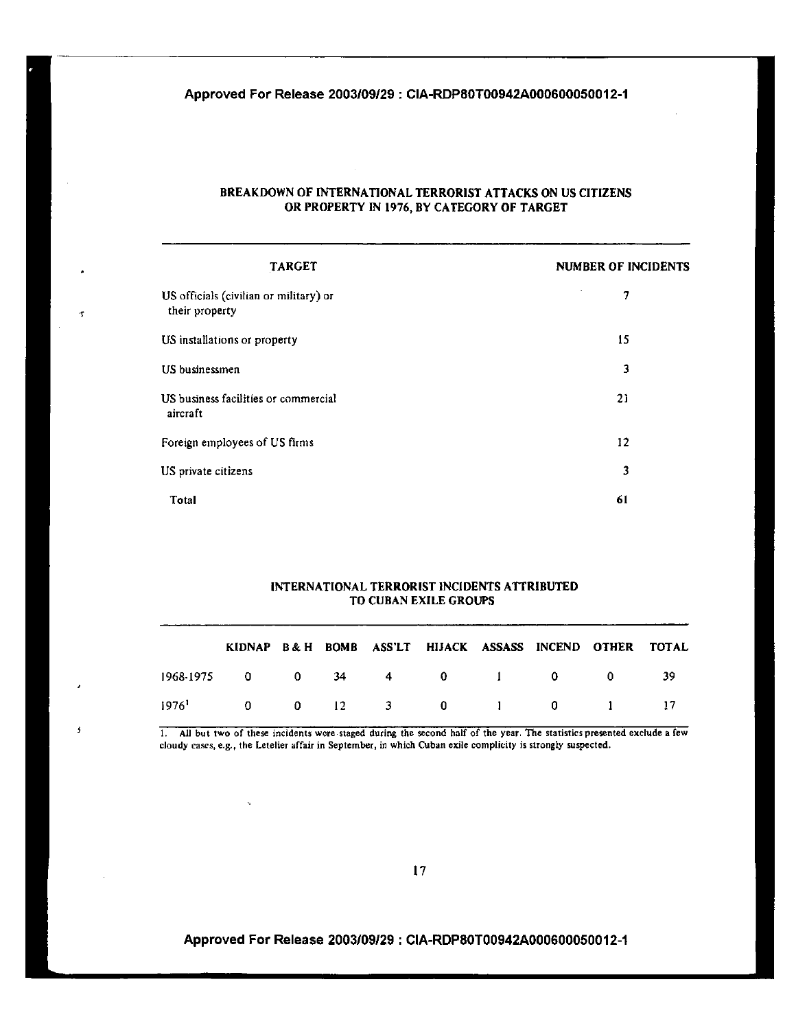## BREAKDOWN OF INTERNATIONAL TERRORIST ATTACKS ON US CITIZENS OR PROPERTY IN 1976, BY CATEGORY OF TARGET

| TARGET | NUMBER OF INCIDENTS |
|---|---|
| US officials (civilian or military) or their property | 7 |
| US installations or property | 15 |
| US businessmen | 3 |
| US business facilities or commercial aircraft | 21 |
| Foreign employees of US firms | 12 |
| US private citizens | 3 |
| Total | 61 |

## INTERNATIONAL TERRORIST INCIDENTS ATTRIBUTED TO CUBAN EXILE GROUPS

| | KIDNAP | B & H | BOMB | ASS'LT | HIJACK | ASSASS | INCEND | OTHER | TOTAL |
|---|---|---|---|---|---|---|---|---|---|
| 1968-1975 | 0 | 0 | 34 | 4 | 0 | 1 | 0 | 0 | 39 |
| 1976[1] | 0 | 0 | 12 | 3 | 0 | 1 | 0 | 1 | 17 |

1. All but two of these incidents were staged during the second half of the year. The statistics presented exclude a few cloudy cases, e.g., the Letelier affair in September, in which Cuban exile complicity is strongly suspected.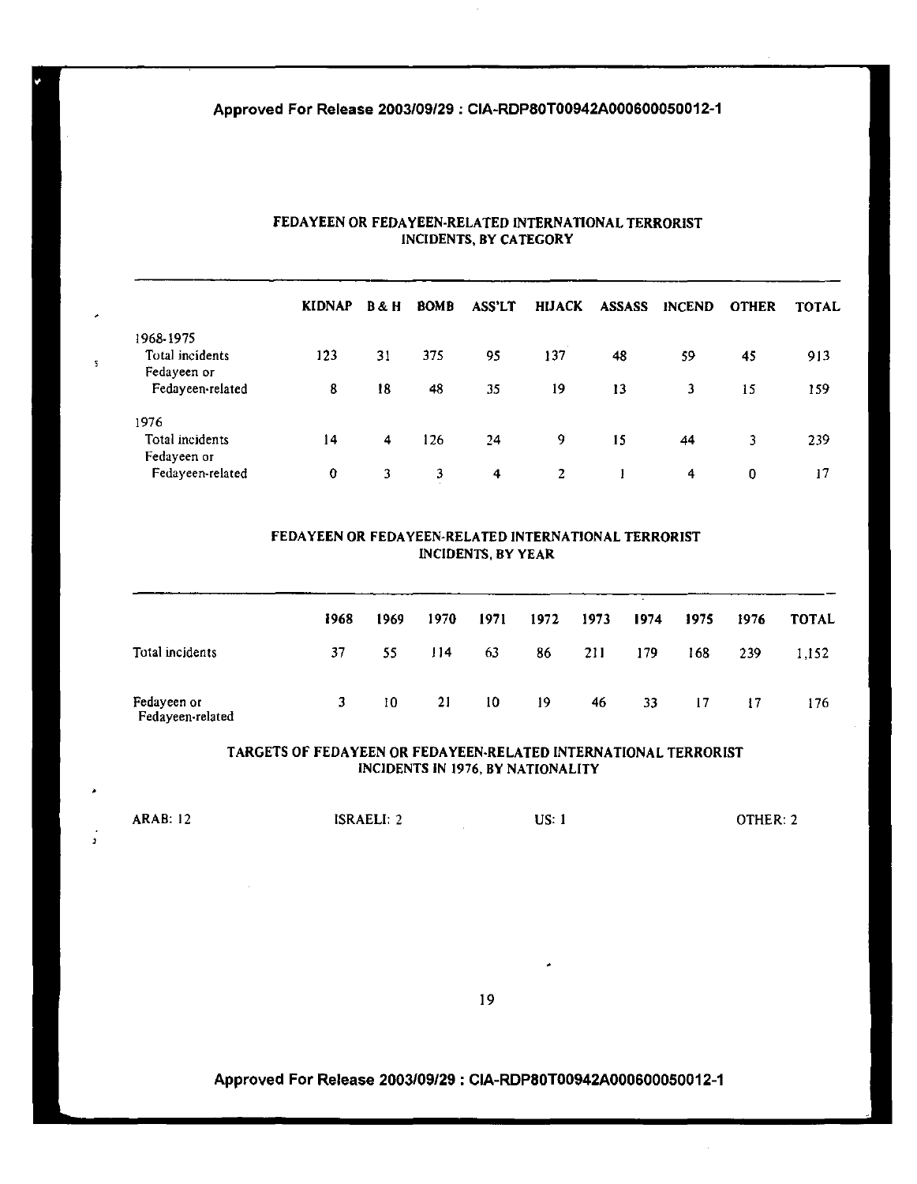## FEDAYEEN OR FEDAYEEN-RELATED INTERNATIONAL TERRORIST INCIDENTS, BY CATEGORY

| | KIDNAP | B & H | BOMB | ASS'LT | HIJACK | ASSASS | INCEND | OTHER | TOTAL |
|---|---|---|---|---|---|---|---|---|---|
| 1968-1975 | | | | | | | | | |
| Total incidents | 123 | 31 | 375 | 95 | 137 | 48 | 59 | 45 | 913 |
| Fedayeen or Fedayeen-related | 8 | 18 | 48 | 35 | 19 | 13 | 3 | 15 | 159 |
| 1976 | | | | | | | | | |
| Total incidents | 14 | 4 | 126 | 24 | 9 | 15 | 44 | 3 | 239 |
| Fedayeen or Fedayeen-related | 0 | 3 | 3 | 4 | 2 | 1 | 4 | 0 | 17 |

## FEDAYEEN OR FEDAYEEN-RELATED INTERNATIONAL TERRORIST INCIDENTS, BY YEAR

| | 1968 | 1969 | 1970 | 1971 | 1972 | 1973 | 1974 | 1975 | 1976 | TOTAL |
|---|---|---|---|---|---|---|---|---|---|---|
| Total incidents | 37 | 55 | 114 | 63 | 86 | 211 | 179 | 168 | 239 | 1,152 |
| Fedayeen or Fedayeen-related | 3 | 10 | 21 | 10 | 19 | 46 | 33 | 17 | 17 | 176 |

## TARGETS OF FEDAYEEN OR FEDAYEEN-RELATED INTERNATIONAL TERRORIST INCIDENTS IN 1976, BY NATIONALITY

ARAB: 12 ISRAELI: 2 US: 1 OTHER: 2